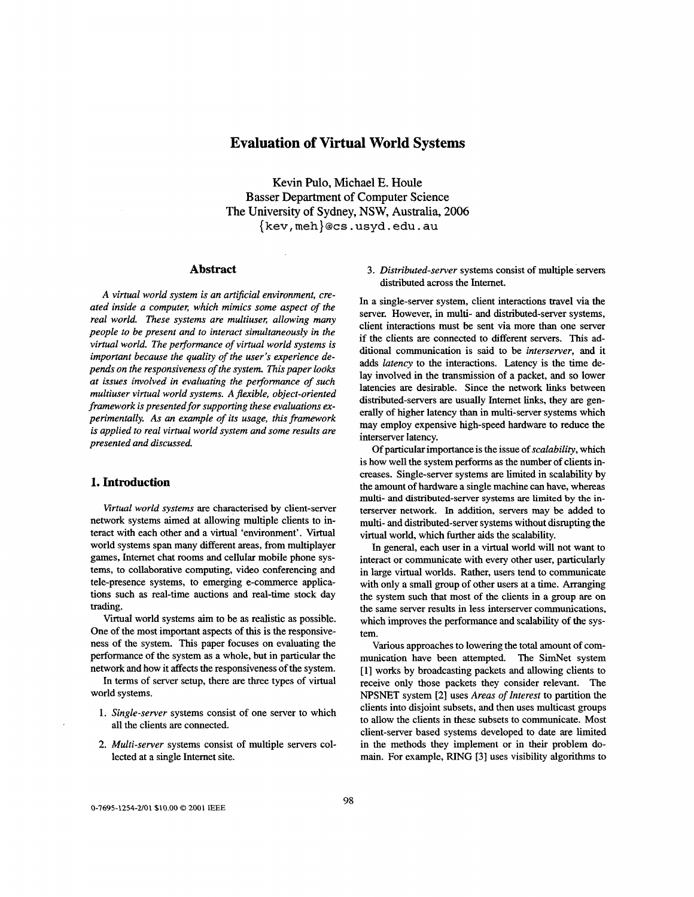# Evaluation of Virtual World Systems

Kevin Pulo, Michael E. Houle
Basser Department of Computer Science
The University of Sydney, NSW, Australia, 2006
{kev,meh}@cs.usyd.edu.au

## Abstract

*A virtual world system is an artificial environment, created inside a computer, which mimics some aspect of the real world. These systems are multiuser, allowing many people to be present and to interact simultaneously in the virtual world. The performance of virtual world systems is important because the quality of the user's experience depends on the responsiveness of the system. This paper looks at issues involved in evaluating the performance of such multiuser virtual world systems. A flexible, object-oriented framework is presented for supporting these evaluations experimentally. As an example of its usage, this framework is applied to real virtual world system and some results are presented and discussed.*

## 1. Introduction

*Virtual world systems* are characterised by client-server network systems aimed at allowing multiple clients to interact with each other and a virtual 'environment'. Virtual world systems span many different areas, from multiplayer games, Internet chat rooms and cellular mobile phone systems, to collaborative computing, video conferencing and tele-presence systems, to emerging e-commerce applications such as real-time auctions and real-time stock day trading.

Virtual world systems aim to be as realistic as possible. One of the most important aspects of this is the responsiveness of the system. This paper focuses on evaluating the performance of the system as a whole, but in particular the network and how it affects the responsiveness of the system.

In terms of server setup, there are three types of virtual world systems.

1. *Single-server* systems consist of one server to which all the clients are connected.
2. *Multi-server* systems consist of multiple servers collected at a single Internet site.
3. *Distributed-server* systems consist of multiple servers distributed across the Internet.

In a single-server system, client interactions travel via the server. However, in multi- and distributed-server systems, client interactions must be sent via more than one server if the clients are connected to different servers. This additional communication is said to be *interserver*, and it adds *latency* to the interactions. Latency is the time delay involved in the transmission of a packet, and so lower latencies are desirable. Since the network links between distributed-servers are usually Internet links, they are generally of higher latency than in multi-server systems which may employ expensive high-speed hardware to reduce the interserver latency.

Of particular importance is the issue of *scalability*, which is how well the system performs as the number of clients increases. Single-server systems are limited in scalability by the amount of hardware a single machine can have, whereas multi- and distributed-server systems are limited by the interserver network. In addition, servers may be added to multi- and distributed-server systems without disrupting the virtual world, which further aids the scalability.

In general, each user in a virtual world will not want to interact or communicate with every other user, particularly in large virtual worlds. Rather, users tend to communicate with only a small group of other users at a time. Arranging the system such that most of the clients in a group are on the same server results in less interserver communications, which improves the performance and scalability of the system.

Various approaches to lowering the total amount of communication have been attempted. The SimNet system [1] works by broadcasting packets and allowing clients to receive only those packets they consider relevant. The NPSNET system [2] uses *Areas of Interest* to partition the clients into disjoint subsets, and then uses multicast groups to allow the clients in these subsets to communicate. Most client-server based systems developed to date are limited in the methods they implement or in their problem domain. For example, RING [3] uses visibility algorithms to

0-7695-1254-2/01 $10.00 © 2001 IEEE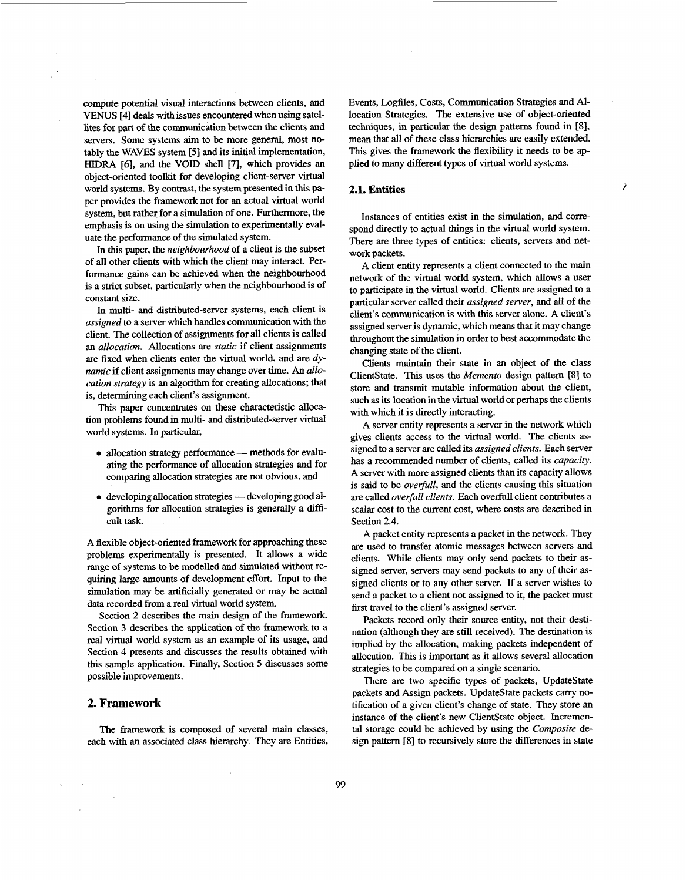compute potential visual interactions between clients, and VENUS [4] deals with issues encountered when using satellites for part of the communication between the clients and servers. Some systems aim to be more general, most notably the WAVES system [5] and its initial implementation, HIDRA [6], and the VOID shell [7], which provides an object-oriented toolkit for developing client-server virtual world systems. By contrast, the system presented in this paper provides the framework not for an actual virtual world system, but rather for a simulation of one. Furthermore, the emphasis is on using the simulation to experimentally evaluate the performance of the simulated system.

In this paper, the *neighbourhood* of a client is the subset of all other clients with which the client may interact. Performance gains can be achieved when the neighbourhood is a strict subset, particularly when the neighbourhood is of constant size.

In multi- and distributed-server systems, each client is *assigned* to a server which handles communication with the client. The collection of assignments for all clients is called an *allocation*. Allocations are *static* if client assignments are fixed when clients enter the virtual world, and are *dynamic* if client assignments may change over time. An *allocation strategy* is an algorithm for creating allocations; that is, determining each client's assignment.

This paper concentrates on these characteristic allocation problems found in multi- and distributed-server virtual world systems. In particular,

- allocation strategy performance — methods for evaluating the performance of allocation strategies and for comparing allocation strategies are not obvious, and
- developing allocation strategies — developing good algorithms for allocation strategies is generally a difficult task.

A flexible object-oriented framework for approaching these problems experimentally is presented. It allows a wide range of systems to be modelled and simulated without requiring large amounts of development effort. Input to the simulation may be artificially generated or may be actual data recorded from a real virtual world system.

Section 2 describes the main design of the framework. Section 3 describes the application of the framework to a real virtual world system as an example of its usage, and Section 4 presents and discusses the results obtained with this sample application. Finally, Section 5 discusses some possible improvements.

## 2. Framework

The framework is composed of several main classes, each with an associated class hierarchy. They are Entities, Events, Logfiles, Costs, Communication Strategies and Allocation Strategies. The extensive use of object-oriented techniques, in particular the design patterns found in [8], mean that all of these class hierarchies are easily extended. This gives the framework the flexibility it needs to be applied to many different types of virtual world systems.

### 2.1. Entities

Instances of entities exist in the simulation, and correspond directly to actual things in the virtual world system. There are three types of entities: clients, servers and network packets.

A client entity represents a client connected to the main network of the virtual world system, which allows a user to participate in the virtual world. Clients are assigned to a particular server called their *assigned server*, and all of the client's communication is with this server alone. A client's assigned server is dynamic, which means that it may change throughout the simulation in order to best accommodate the changing state of the client.

Clients maintain their state in an object of the class ClientState. This uses the *Memento* design pattern [8] to store and transmit mutable information about the client, such as its location in the virtual world or perhaps the clients with which it is directly interacting.

A server entity represents a server in the network which gives clients access to the virtual world. The clients assigned to a server are called its *assigned clients*. Each server has a recommended number of clients, called its *capacity*. A server with more assigned clients than its capacity allows is said to be *overfull*, and the clients causing this situation are called *overfull clients*. Each overfull client contributes a scalar cost to the current cost, where costs are described in Section 2.4.

A packet entity represents a packet in the network. They are used to transfer atomic messages between servers and clients. While clients may only send packets to their assigned server, servers may send packets to any of their assigned clients or to any other server. If a server wishes to send a packet to a client not assigned to it, the packet must first travel to the client's assigned server.

Packets record only their source entity, not their destination (although they are still received). The destination is implied by the allocation, making packets independent of allocation. This is important as it allows several allocation strategies to be compared on a single scenario.

There are two specific types of packets, UpdateState packets and Assign packets. UpdateState packets carry notification of a given client's change of state. They store an instance of the client's new ClientState object. Incremental storage could be achieved by using the *Composite* design pattern [8] to recursively store the differences in state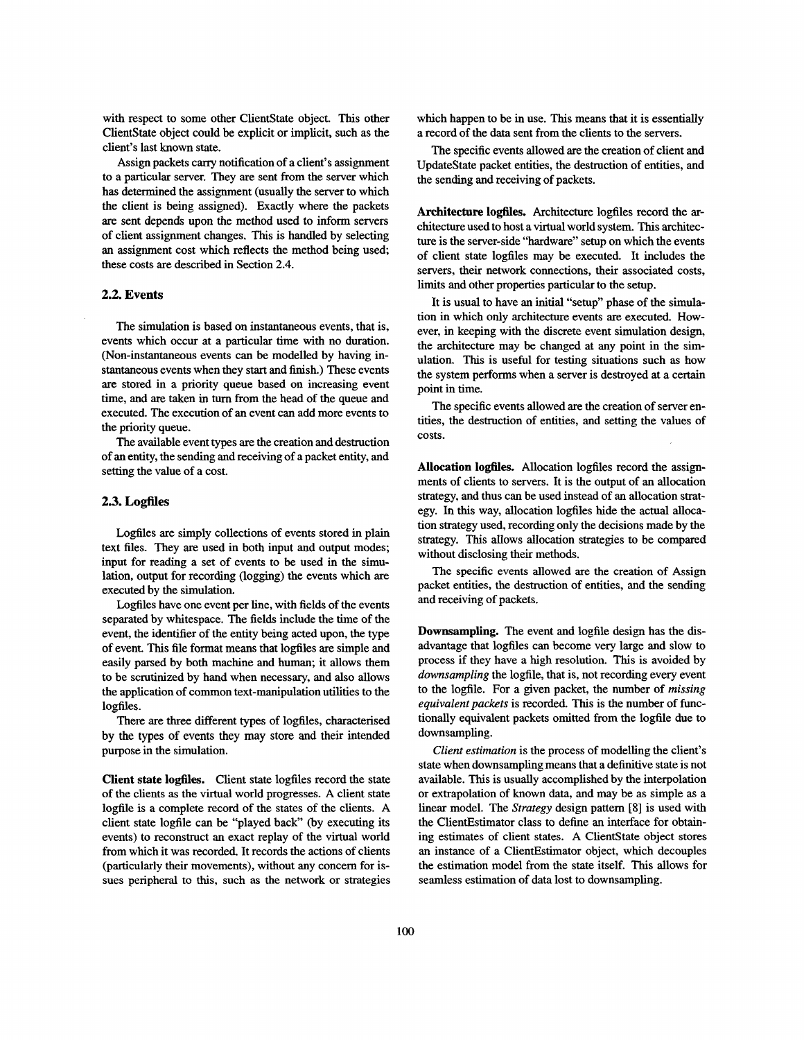with respect to some other ClientState object. This other ClientState object could be explicit or implicit, such as the client's last known state.

Assign packets carry notification of a client's assignment to a particular server. They are sent from the server which has determined the assignment (usually the server to which the client is being assigned). Exactly where the packets are sent depends upon the method used to inform servers of client assignment changes. This is handled by selecting an assignment cost which reflects the method being used; these costs are described in Section 2.4.

## 2.2. Events

The simulation is based on instantaneous events, that is, events which occur at a particular time with no duration. (Non-instantaneous events can be modelled by having instantaneous events when they start and finish.) These events are stored in a priority queue based on increasing event time, and are taken in turn from the head of the queue and executed. The execution of an event can add more events to the priority queue.

The available event types are the creation and destruction of an entity, the sending and receiving of a packet entity, and setting the value of a cost.

## 2.3. Logfiles

Logfiles are simply collections of events stored in plain text files. They are used in both input and output modes; input for reading a set of events to be used in the simulation, output for recording (logging) the events which are executed by the simulation.

Logfiles have one event per line, with fields of the events separated by whitespace. The fields include the time of the event, the identifier of the entity being acted upon, the type of event. This file format means that logfiles are simple and easily parsed by both machine and human; it allows them to be scrutinized by hand when necessary, and also allows the application of common text-manipulation utilities to the logfiles.

There are three different types of logfiles, characterised by the types of events they may store and their intended purpose in the simulation.

**Client state logfiles.** Client state logfiles record the state of the clients as the virtual world progresses. A client state logfile is a complete record of the states of the clients. A client state logfile can be "played back" (by executing its events) to reconstruct an exact replay of the virtual world from which it was recorded. It records the actions of clients (particularly their movements), without any concern for issues peripheral to this, such as the network or strategies which happen to be in use. This means that it is essentially a record of the data sent from the clients to the servers.

The specific events allowed are the creation of client and UpdateState packet entities, the destruction of entities, and the sending and receiving of packets.

**Architecture logfiles.** Architecture logfiles record the architecture used to host a virtual world system. This architecture is the server-side "hardware" setup on which the events of client state logfiles may be executed. It includes the servers, their network connections, their associated costs, limits and other properties particular to the setup.

It is usual to have an initial "setup" phase of the simulation in which only architecture events are executed. However, in keeping with the discrete event simulation design, the architecture may be changed at any point in the simulation. This is useful for testing situations such as how the system performs when a server is destroyed at a certain point in time.

The specific events allowed are the creation of server entities, the destruction of entities, and setting the values of costs.

**Allocation logfiles.** Allocation logfiles record the assignments of clients to servers. It is the output of an allocation strategy, and thus can be used instead of an allocation strategy. In this way, allocation logfiles hide the actual allocation strategy used, recording only the decisions made by the strategy. This allows allocation strategies to be compared without disclosing their methods.

The specific events allowed are the creation of Assign packet entities, the destruction of entities, and the sending and receiving of packets.

**Downsampling.** The event and logfile design has the disadvantage that logfiles can become very large and slow to process if they have a high resolution. This is avoided by *downsampling* the logfile, that is, not recording every event to the logfile. For a given packet, the number of *missing equivalent packets* is recorded. This is the number of functionally equivalent packets omitted from the logfile due to downsampling.

*Client estimation* is the process of modelling the client's state when downsampling means that a definitive state is not available. This is usually accomplished by the interpolation or extrapolation of known data, and may be as simple as a linear model. The *Strategy* design pattern [8] is used with the ClientEstimator class to define an interface for obtaining estimates of client states. A ClientState object stores an instance of a ClientEstimator object, which decouples the estimation model from the state itself. This allows for seamless estimation of data lost to downsampling.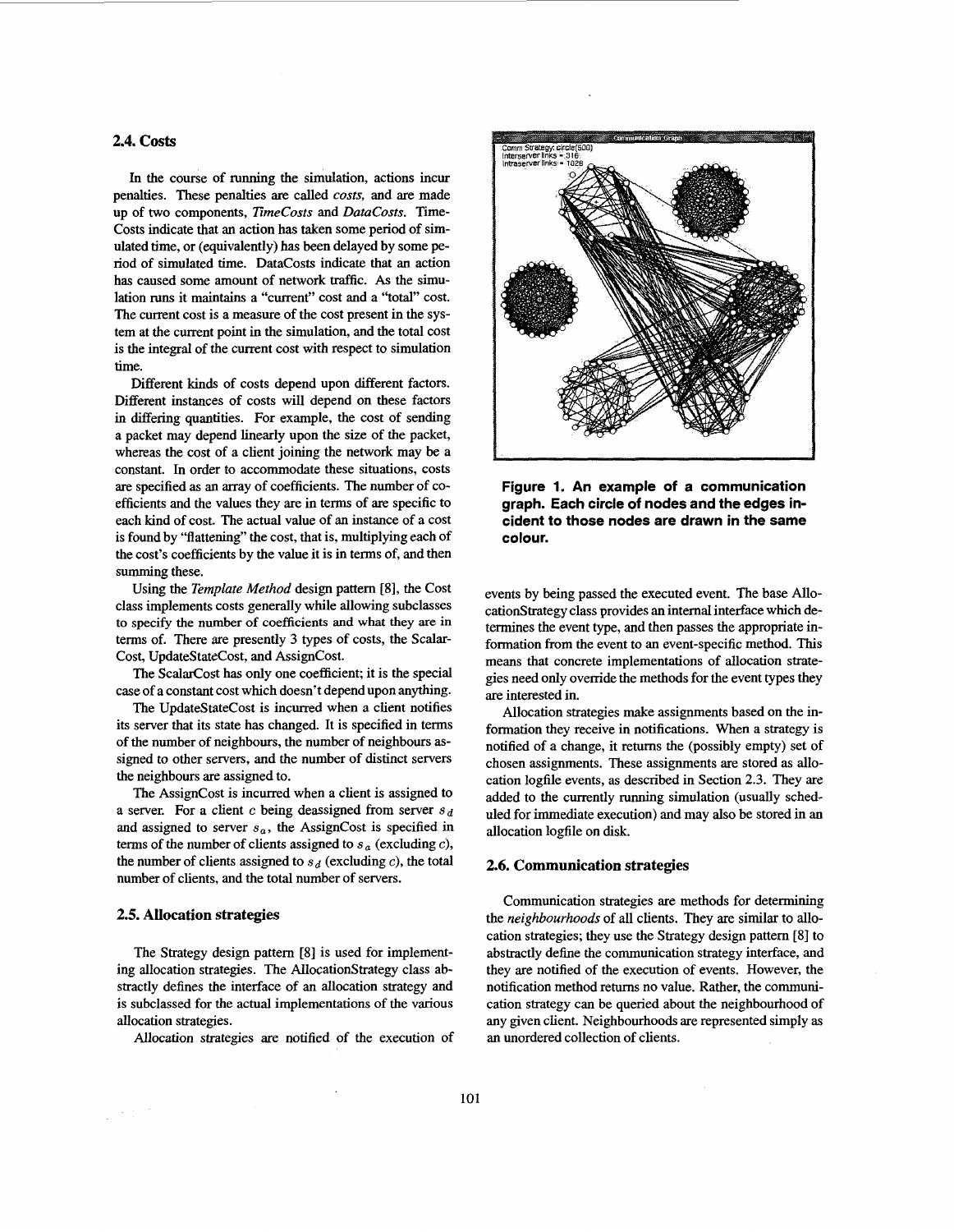## 2.4. Costs

In the course of running the simulation, actions incur penalties. These penalties are called *costs*, and are made up of two components, *TimeCosts* and *DataCosts*. TimeCosts indicate that an action has taken some period of simulated time, or (equivalently) has been delayed by some period of simulated time. DataCosts indicate that an action has caused some amount of network traffic. As the simulation runs it maintains a "current" cost and a "total" cost. The current cost is a measure of the cost present in the system at the current point in the simulation, and the total cost is the integral of the current cost with respect to simulation time.

Different kinds of costs depend upon different factors. Different instances of costs will depend on these factors in differing quantities. For example, the cost of sending a packet may depend linearly upon the size of the packet, whereas the cost of a client joining the network may be a constant. In order to accommodate these situations, costs are specified as an array of coefficients. The number of coefficients and the values they are in terms of are specific to each kind of cost. The actual value of an instance of a cost is found by "flattening" the cost, that is, multiplying each of the cost's coefficients by the value it is in terms of, and then summing these.

Using the *Template Method* design pattern [8], the Cost class implements costs generally while allowing subclasses to specify the number of coefficients and what they are in terms of. There are presently 3 types of costs, the ScalarCost, UpdateStateCost, and AssignCost.

The ScalarCost has only one coefficient; it is the special case of a constant cost which doesn't depend upon anything.

The UpdateStateCost is incurred when a client notifies its server that its state has changed. It is specified in terms of the number of neighbours, the number of neighbours assigned to other servers, and the number of distinct servers the neighbours are assigned to.

The AssignCost is incurred when a client is assigned to a server. For a client $c$ being deassigned from server $s_d$ and assigned to server $s_a$, the AssignCost is specified in terms of the number of clients assigned to $s_a$ (excluding $c$), the number of clients assigned to $s_d$ (excluding $c$), the total number of clients, and the total number of servers.

## 2.5. Allocation strategies

The Strategy design pattern [8] is used for implementing allocation strategies. The AllocationStrategy class abstractly defines the interface of an allocation strategy and is subclassed for the actual implementations of the various allocation strategies.

Allocation strategies are notified of the execution of events by being passed the executed event. The base AllocationStrategy class provides an internal interface which determines the event type, and then passes the appropriate information from the event to an event-specific method. This means that concrete implementations of allocation strategies need only override the methods for the event types they are interested in.

Allocation strategies make assignments based on the information they receive in notifications. When a strategy is notified of a change, it returns the (possibly empty) set of chosen assignments. These assignments are stored as allocation logfile events, as described in Section 2.3. They are added to the currently running simulation (usually scheduled for immediate execution) and may also be stored in an allocation logfile on disk.

Comm Strategy: circle(500)
Interserver links = 316
Intraserver links = 1028

**Figure 1. An example of a communication graph. Each circle of nodes and the edges incident to those nodes are drawn in the same colour.**

## 2.6. Communication strategies

Communication strategies are methods for determining the *neighbourhoods* of all clients. They are similar to allocation strategies; they use the Strategy design pattern [8] to abstractly define the communication strategy interface, and they are notified of the execution of events. However, the notification method returns no value. Rather, the communication strategy can be queried about the neighbourhood of any given client. Neighbourhoods are represented simply as an unordered collection of clients.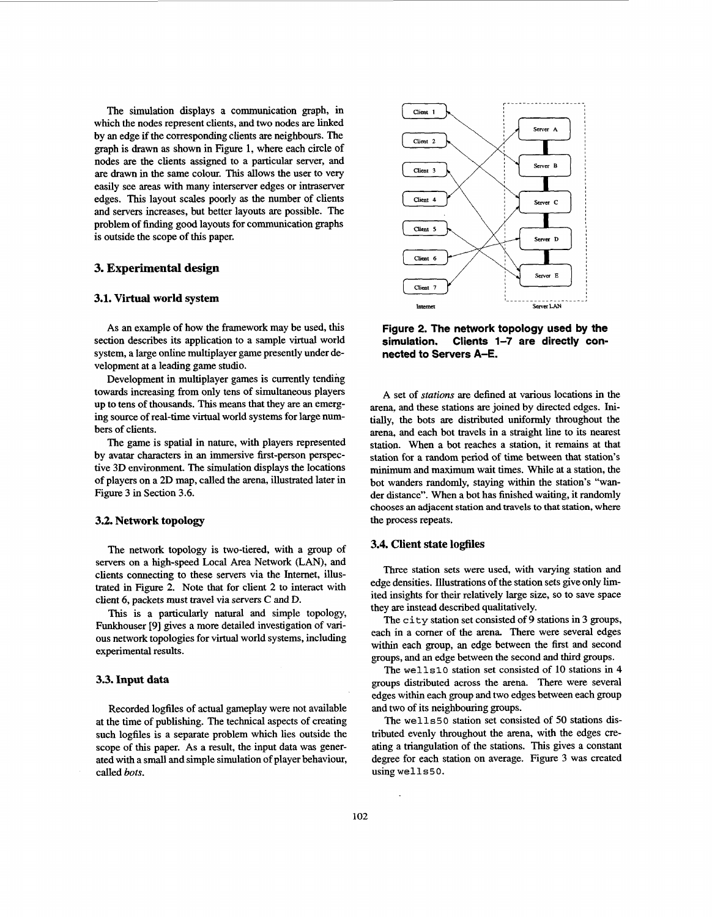The simulation displays a communication graph, in which the nodes represent clients, and two nodes are linked by an edge if the corresponding clients are neighbours. The graph is drawn as shown in Figure 1, where each circle of nodes are the clients assigned to a particular server, and are drawn in the same colour. This allows the user to very easily see areas with many interserver edges or intraserver edges. This layout scales poorly as the number of clients and servers increases, but better layouts are possible. The problem of finding good layouts for communication graphs is outside the scope of this paper.

## 3. Experimental design

### 3.1. Virtual world system

As an example of how the framework may be used, this section describes its application to a sample virtual world system, a large online multiplayer game presently under development at a leading game studio.

Development in multiplayer games is currently tending towards increasing from only tens of simultaneous players up to tens of thousands. This means that they are an emerging source of real-time virtual world systems for large numbers of clients.

The game is spatial in nature, with players represented by avatar characters in an immersive first-person perspective 3D environment. The simulation displays the locations of players on a 2D map, called the arena, illustrated later in Figure 3 in Section 3.6.

### 3.2. Network topology

The network topology is two-tiered, with a group of servers on a high-speed Local Area Network (LAN), and clients connecting to these servers via the Internet, illustrated in Figure 2. Note that for client 2 to interact with client 6, packets must travel via servers C and D.

This is a particularly natural and simple topology, Funkhouser [9] gives a more detailed investigation of various network topologies for virtual world systems, including experimental results.

### 3.3. Input data

Recorded logfiles of actual gameplay were not available at the time of publishing. The technical aspects of creating such logfiles is a separate problem which lies outside the scope of this paper. As a result, the input data was generated with a small and simple simulation of player behaviour, called *bots*.

**Figure 2. The network topology used by the simulation. Clients 1–7 are directly connected to Servers A–E.**

A set of *stations* are defined at various locations in the arena, and these stations are joined by directed edges. Initially, the bots are distributed uniformly throughout the arena, and each bot travels in a straight line to its nearest station. When a bot reaches a station, it remains at that station for a random period of time between that station's minimum and maximum wait times. While at a station, the bot wanders randomly, staying within the station's "wander distance". When a bot has finished waiting, it randomly chooses an adjacent station and travels to that station, where the process repeats.

### 3.4. Client state logfiles

Three station sets were used, with varying station and edge densities. Illustrations of the station sets give only limited insights for their relatively large size, so to save space they are instead described qualitatively.

The `city` station set consisted of 9 stations in 3 groups, each in a corner of the arena. There were several edges within each group, an edge between the first and second groups, and an edge between the second and third groups.

The `wells10` station set consisted of 10 stations in 4 groups distributed across the arena. There were several edges within each group and two edges between each group and two of its neighbouring groups.

The `wells50` station set consisted of 50 stations distributed evenly throughout the arena, with the edges creating a triangulation of the stations. This gives a constant degree for each station on average. Figure 3 was created using `wells50`.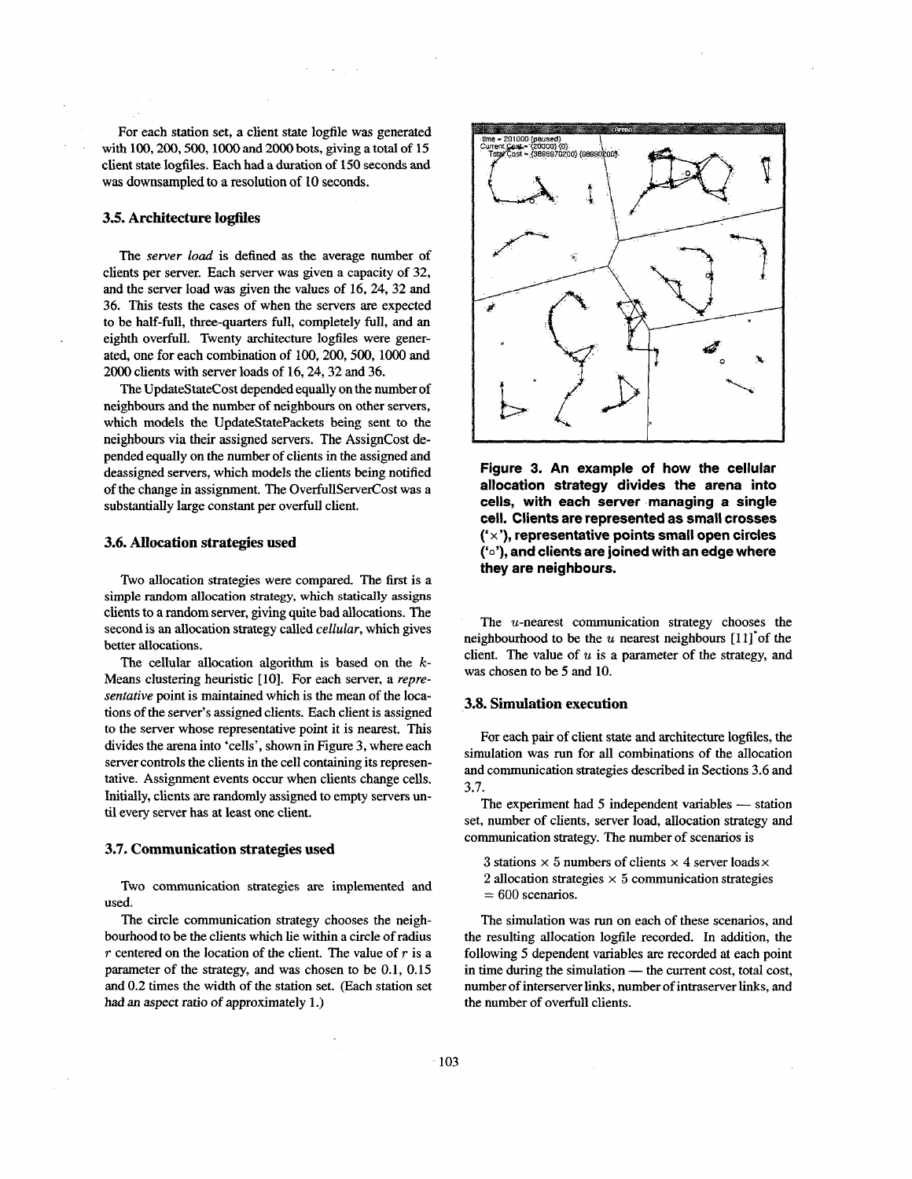For each station set, a client state logfile was generated with 100, 200, 500, 1000 and 2000 bots, giving a total of 15 client state logfiles. Each had a duration of 150 seconds and was downsampled to a resolution of 10 seconds.

### 3.5. Architecture logfiles

The *server load* is defined as the average number of clients per server. Each server was given a capacity of 32, and the server load was given the values of 16, 24, 32 and 36. This tests the cases of when the servers are expected to be half-full, three-quarters full, completely full, and an eighth overfull. Twenty architecture logfiles were generated, one for each combination of 100, 200, 500, 1000 and 2000 clients with server loads of 16, 24, 32 and 36.

The UpdateStateCost depended equally on the number of neighbours and the number of neighbours on other servers, which models the UpdateStatePackets being sent to the neighbours via their assigned servers. The AssignCost depended equally on the number of clients in the assigned and deassigned servers, which models the clients being notified of the change in assignment. The OverfullServerCost was a substantially large constant per overfull client.

### 3.6. Allocation strategies used

Two allocation strategies were compared. The first is a simple random allocation strategy, which statically assigns clients to a random server, giving quite bad allocations. The second is an allocation strategy called *cellular*, which gives better allocations.

The cellular allocation algorithm is based on the $k$-Means clustering heuristic [10]. For each server, a *representative* point is maintained which is the mean of the locations of the server's assigned clients. Each client is assigned to the server whose representative point it is nearest. This divides the arena into 'cells', shown in Figure 3, where each server controls the clients in the cell containing its representative. Assignment events occur when clients change cells. Initially, clients are randomly assigned to empty servers until every server has at least one client.

### 3.7. Communication strategies used

Two communication strategies are implemented and used.

The circle communication strategy chooses the neighbourhood to be the clients which lie within a circle of radius $r$ centered on the location of the client. The value of $r$ is a parameter of the strategy, and was chosen to be 0.1, 0.15 and 0.2 times the width of the station set. (Each station set had an aspect ratio of approximately 1.)

**Figure 3. An example of how the cellular allocation strategy divides the arena into cells, with each server managing a single cell. Clients are represented as small crosses ('×'), representative points small open circles ('∘'), and clients are joined with an edge where they are neighbours.**

The $u$-nearest communication strategy chooses the neighbourhood to be the $u$ nearest neighbours [11] of the client. The value of $u$ is a parameter of the strategy, and was chosen to be 5 and 10.

### 3.8. Simulation execution

For each pair of client state and architecture logfiles, the simulation was run for all combinations of the allocation and communication strategies described in Sections 3.6 and 3.7.

The experiment had 5 independent variables — station set, number of clients, server load, allocation strategy and communication strategy. The number of scenarios is

$$3 \text{ stations} \times 5 \text{ numbers of clients} \times 4 \text{ server loads} \times 2 \text{ allocation strategies} \times 5 \text{ communication strategies} = 600 \text{ scenarios.}$$

The simulation was run on each of these scenarios, and the resulting allocation logfile recorded. In addition, the following 5 dependent variables are recorded at each point in time during the simulation — the current cost, total cost, number of interserver links, number of intraserver links, and the number of overfull clients.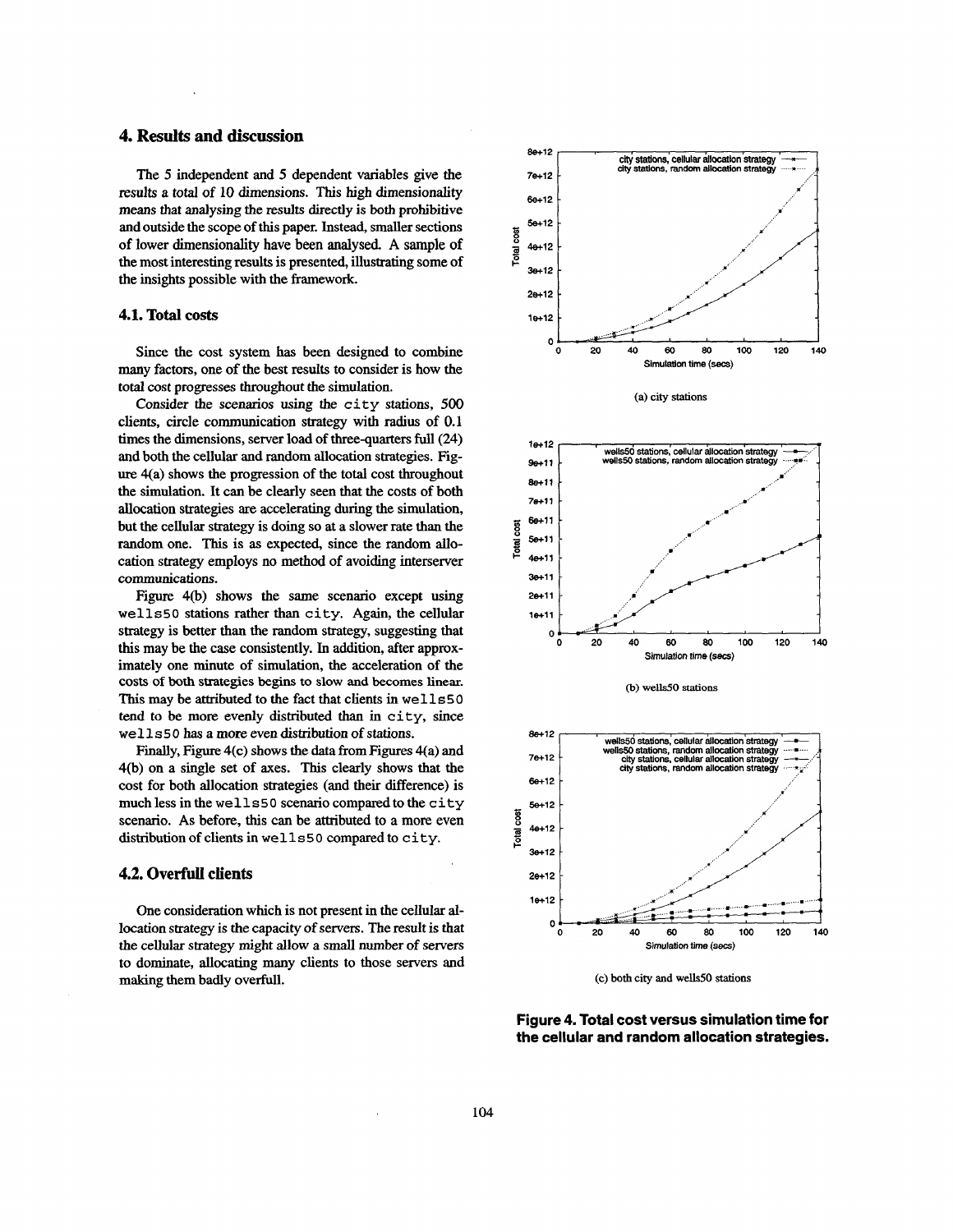## 4. Results and discussion

The 5 independent and 5 dependent variables give the results a total of 10 dimensions. This high dimensionality means that analysing the results directly is both prohibitive and outside the scope of this paper. Instead, smaller sections of lower dimensionality have been analysed. A sample of the most interesting results is presented, illustrating some of the insights possible with the framework.

### 4.1. Total costs

Since the cost system has been designed to combine many factors, one of the best results to consider is how the total cost progresses throughout the simulation.

Consider the scenarios using the `city` stations, 500 clients, circle communication strategy with radius of 0.1 times the dimensions, server load of three-quarters full (24) and both the cellular and random allocation strategies. Figure 4(a) shows the progression of the total cost throughout the simulation. It can be clearly seen that the costs of both allocation strategies are accelerating during the simulation, but the cellular strategy is doing so at a slower rate than the random one. This is as expected, since the random allocation strategy employs no method of avoiding interserver communications.

Figure 4(b) shows the same scenario except using `wells50` stations rather than `city`. Again, the cellular strategy is better than the random strategy, suggesting that this may be the case consistently. In addition, after approximately one minute of simulation, the acceleration of the costs of both strategies begins to slow and becomes linear. This may be attributed to the fact that clients in `wells50` tend to be more evenly distributed than in `city`, since `wells50` has a more even distribution of stations.

Finally, Figure 4(c) shows the data from Figures 4(a) and 4(b) on a single set of axes. This clearly shows that the cost for both allocation strategies (and their difference) is much less in the `wells50` scenario compared to the `city` scenario. As before, this can be attributed to a more even distribution of clients in `wells50` compared to `city`.

### 4.2. Overfull clients

One consideration which is not present in the cellular allocation strategy is the capacity of servers. The result is that the cellular strategy might allow a small number of servers to dominate, allocating many clients to those servers and making them badly overfull.

(a) city stations

(b) wells50 stations

(c) both city and wells50 stations

**Figure 4. Total cost versus simulation time for the cellular and random allocation strategies.**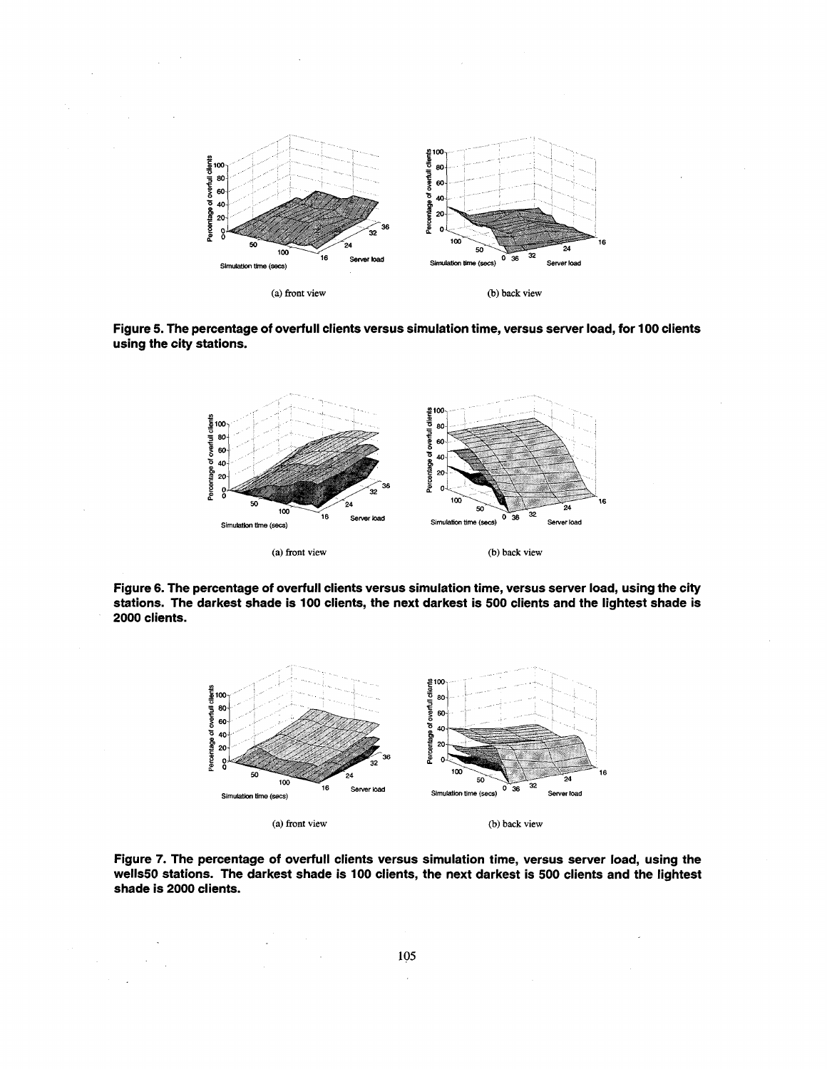(a) front view

(b) back view

**Figure 5. The percentage of overfull clients versus simulation time, versus server load, for 100 clients using the city stations.**

(a) front view

(b) back view

**Figure 6. The percentage of overfull clients versus simulation time, versus server load, using the city stations. The darkest shade is 100 clients, the next darkest is 500 clients and the lightest shade is 2000 clients.**

(a) front view

(b) back view

**Figure 7. The percentage of overfull clients versus simulation time, versus server load, using the wells50 stations. The darkest shade is 100 clients, the next darkest is 500 clients and the lightest shade is 2000 clients.**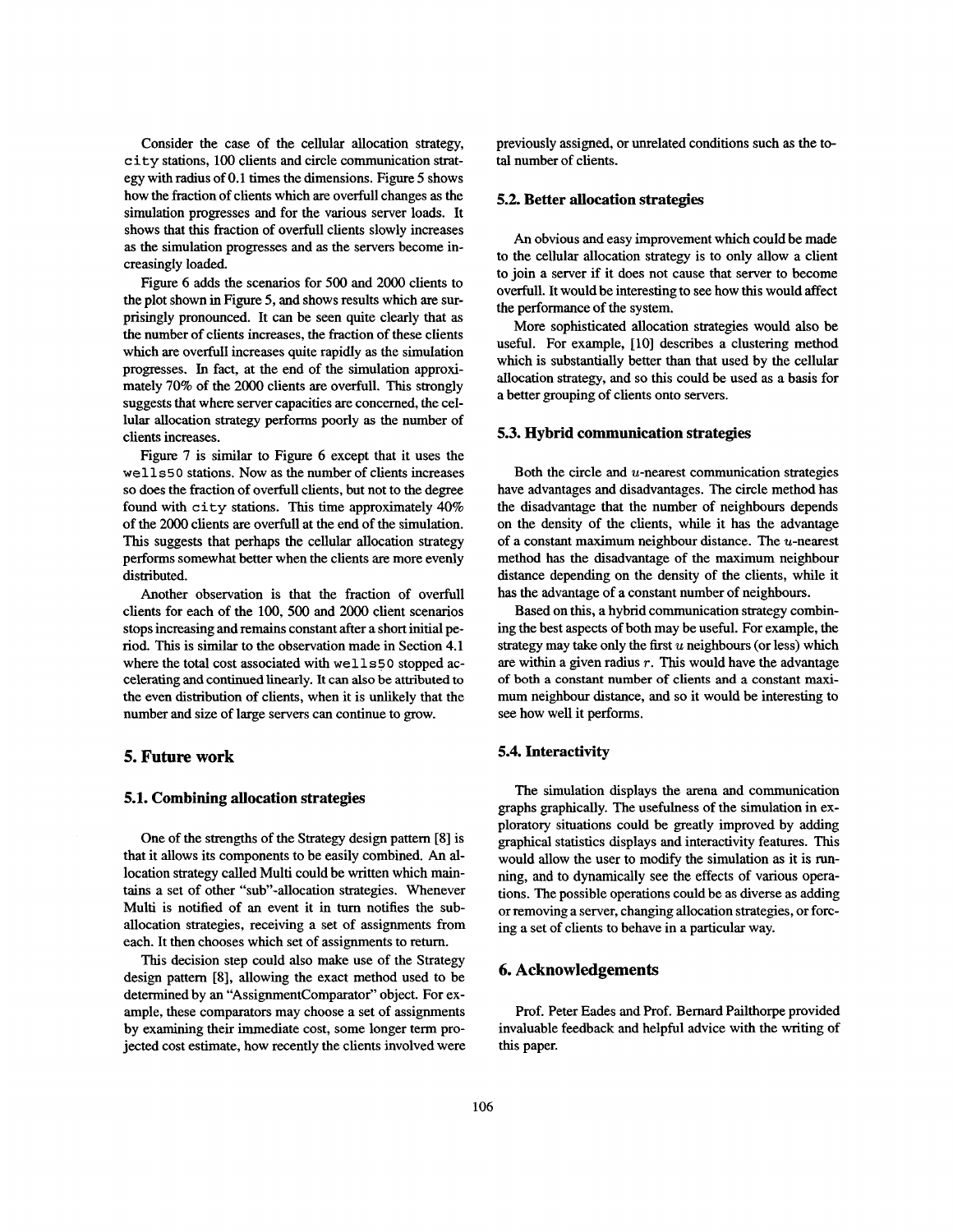Consider the case of the cellular allocation strategy, `city` stations, 100 clients and circle communication strategy with radius of 0.1 times the dimensions. Figure 5 shows how the fraction of clients which are overfull changes as the simulation progresses and for the various server loads. It shows that this fraction of overfull clients slowly increases as the simulation progresses and as the servers become increasingly loaded.

Figure 6 adds the scenarios for 500 and 2000 clients to the plot shown in Figure 5, and shows results which are surprisingly pronounced. It can be seen quite clearly that as the number of clients increases, the fraction of these clients which are overfull increases quite rapidly as the simulation progresses. In fact, at the end of the simulation approximately 70% of the 2000 clients are overfull. This strongly suggests that where server capacities are concerned, the cellular allocation strategy performs poorly as the number of clients increases.

Figure 7 is similar to Figure 6 except that it uses the `wells50` stations. Now as the number of clients increases so does the fraction of overfull clients, but not to the degree found with `city` stations. This time approximately 40% of the 2000 clients are overfull at the end of the simulation. This suggests that perhaps the cellular allocation strategy performs somewhat better when the clients are more evenly distributed.

Another observation is that the fraction of overfull clients for each of the 100, 500 and 2000 client scenarios stops increasing and remains constant after a short initial period. This is similar to the observation made in Section 4.1 where the total cost associated with `wells50` stopped accelerating and continued linearly. It can also be attributed to the even distribution of clients, when it is unlikely that the number and size of large servers can continue to grow.

## 5. Future work

### 5.1. Combining allocation strategies

One of the strengths of the Strategy design pattern [8] is that it allows its components to be easily combined. An allocation strategy called Multi could be written which maintains a set of other "sub"-allocation strategies. Whenever Multi is notified of an event it in turn notifies the sub-allocation strategies, receiving a set of assignments from each. It then chooses which set of assignments to return.

This decision step could also make use of the Strategy design pattern [8], allowing the exact method used to be determined by an "AssignmentComparator" object. For example, these comparators may choose a set of assignments by examining their immediate cost, some longer term projected cost estimate, how recently the clients involved were previously assigned, or unrelated conditions such as the total number of clients.

### 5.2. Better allocation strategies

An obvious and easy improvement which could be made to the cellular allocation strategy is to only allow a client to join a server if it does not cause that server to become overfull. It would be interesting to see how this would affect the performance of the system.

More sophisticated allocation strategies would also be useful. For example, [10] describes a clustering method which is substantially better than that used by the cellular allocation strategy, and so this could be used as a basis for a better grouping of clients onto servers.

### 5.3. Hybrid communication strategies

Both the circle and $u$-nearest communication strategies have advantages and disadvantages. The circle method has the disadvantage that the number of neighbours depends on the density of the clients, while it has the advantage of a constant maximum neighbour distance. The $u$-nearest method has the disadvantage of the maximum neighbour distance depending on the density of the clients, while it has the advantage of a constant number of neighbours.

Based on this, a hybrid communication strategy combining the best aspects of both may be useful. For example, the strategy may take only the first $u$ neighbours (or less) which are within a given radius $r$. This would have the advantage of both a constant number of clients and a constant maximum neighbour distance, and so it would be interesting to see how well it performs.

### 5.4. Interactivity

The simulation displays the arena and communication graphs graphically. The usefulness of the simulation in exploratory situations could be greatly improved by adding graphical statistics displays and interactivity features. This would allow the user to modify the simulation as it is running, and to dynamically see the effects of various operations. The possible operations could be as diverse as adding or removing a server, changing allocation strategies, or forcing a set of clients to behave in a particular way.

## 6. Acknowledgements

Prof. Peter Eades and Prof. Bernard Pailthorpe provided invaluable feedback and helpful advice with the writing of this paper.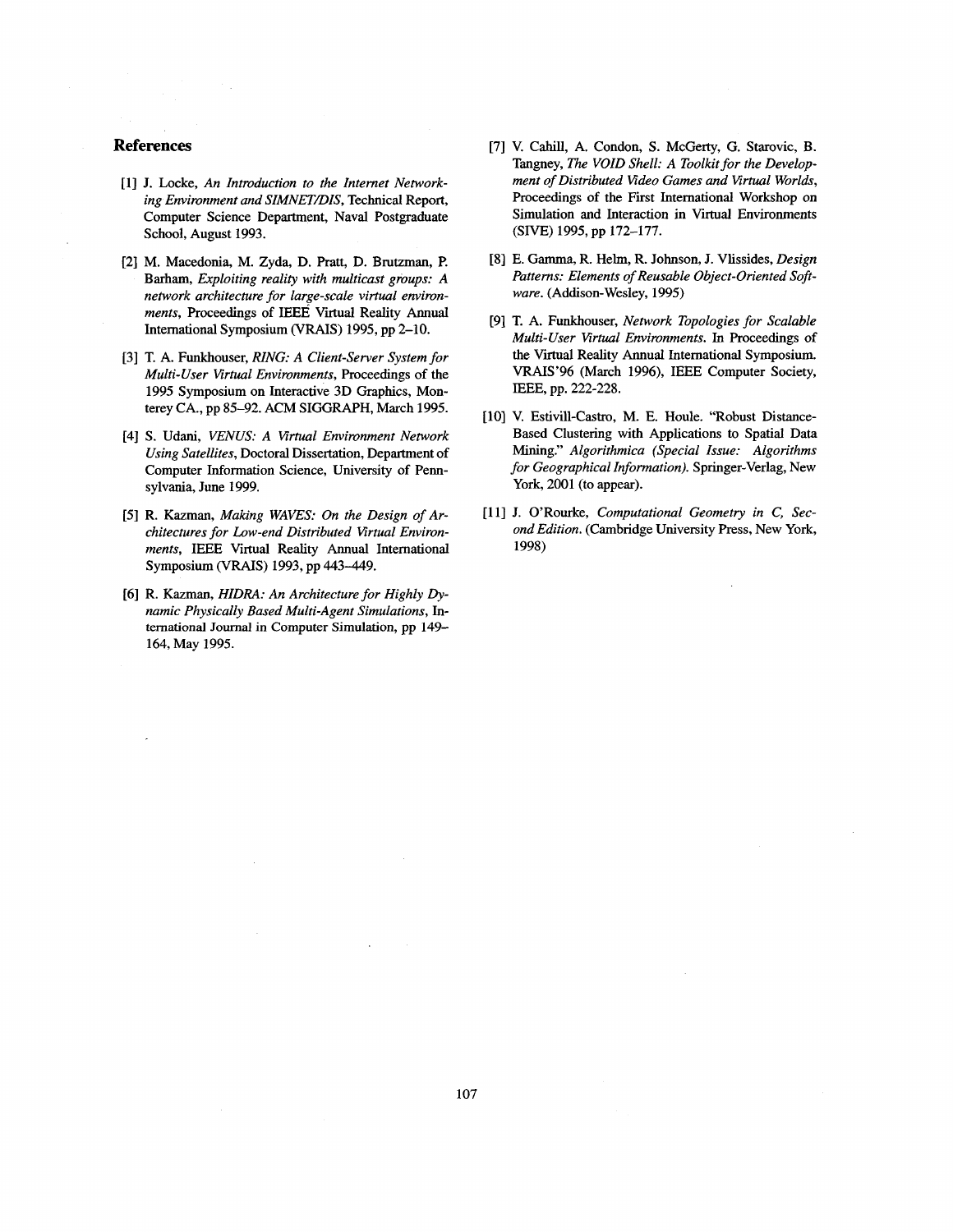## References

[1] J. Locke, *An Introduction to the Internet Networking Environment and SIMNET/DIS*, Technical Report, Computer Science Department, Naval Postgraduate School, August 1993.

[2] M. Macedonia, M. Zyda, D. Pratt, D. Brutzman, P. Barham, *Exploiting reality with multicast groups: A network architecture for large-scale virtual environments*, Proceedings of IEEE Virtual Reality Annual International Symposium (VRAIS) 1995, pp 2–10.

[3] T. A. Funkhouser, *RING: A Client-Server System for Multi-User Virtual Environments*, Proceedings of the 1995 Symposium on Interactive 3D Graphics, Monterey CA., pp 85–92. ACM SIGGRAPH, March 1995.

[4] S. Udani, *VENUS: A Virtual Environment Network Using Satellites*, Doctoral Dissertation, Department of Computer Information Science, University of Pennsylvania, June 1999.

[5] R. Kazman, *Making WAVES: On the Design of Architectures for Low-end Distributed Virtual Environments*, IEEE Virtual Reality Annual International Symposium (VRAIS) 1993, pp 443–449.

[6] R. Kazman, *HIDRA: An Architecture for Highly Dynamic Physically Based Multi-Agent Simulations*, International Journal in Computer Simulation, pp 149–164, May 1995.

[7] V. Cahill, A. Condon, S. McGerty, G. Starovic, B. Tangney, *The VOID Shell: A Toolkit for the Development of Distributed Video Games and Virtual Worlds*, Proceedings of the First International Workshop on Simulation and Interaction in Virtual Environments (SIVE) 1995, pp 172–177.

[8] E. Gamma, R. Helm, R. Johnson, J. Vlissides, *Design Patterns: Elements of Reusable Object-Oriented Software*. (Addison-Wesley, 1995)

[9] T. A. Funkhouser, *Network Topologies for Scalable Multi-User Virtual Environments*. In Proceedings of the Virtual Reality Annual International Symposium. VRAIS'96 (March 1996), IEEE Computer Society, IEEE, pp. 222-228.

[10] V. Estivill-Castro, M. E. Houle. "Robust Distance-Based Clustering with Applications to Spatial Data Mining." *Algorithmica (Special Issue: Algorithms for Geographical Information)*. Springer-Verlag, New York, 2001 (to appear).

[11] J. O'Rourke, *Computational Geometry in C, Second Edition*. (Cambridge University Press, New York, 1998)